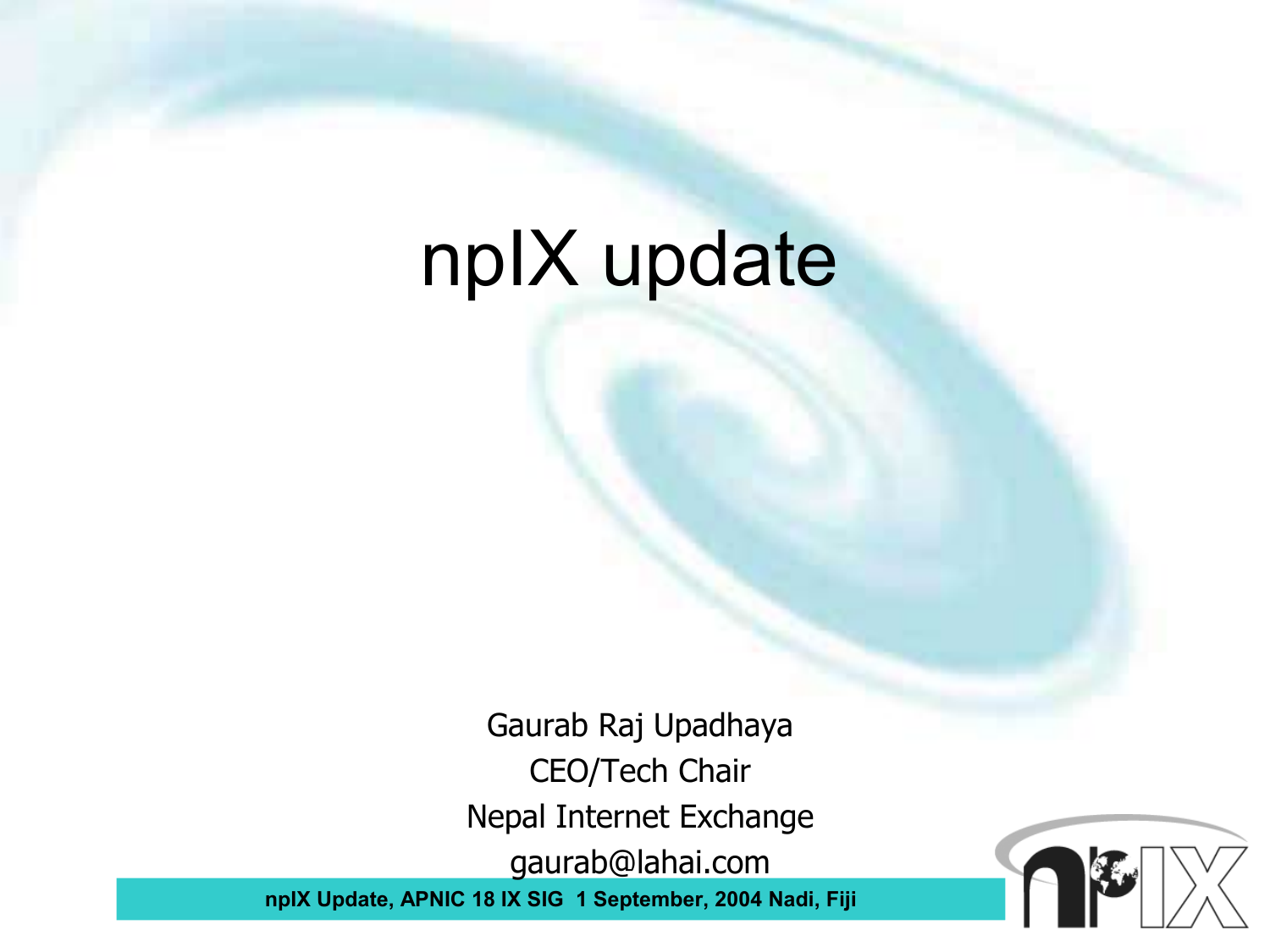# npIX update

Gaurab Raj Upadhaya

CEO/Tech Chair

Nepal Internet Exchange

gaurab@lahai.com

npIX Update, APNIC 18 IX SIG 1 September, 2004 Nadi, Fiji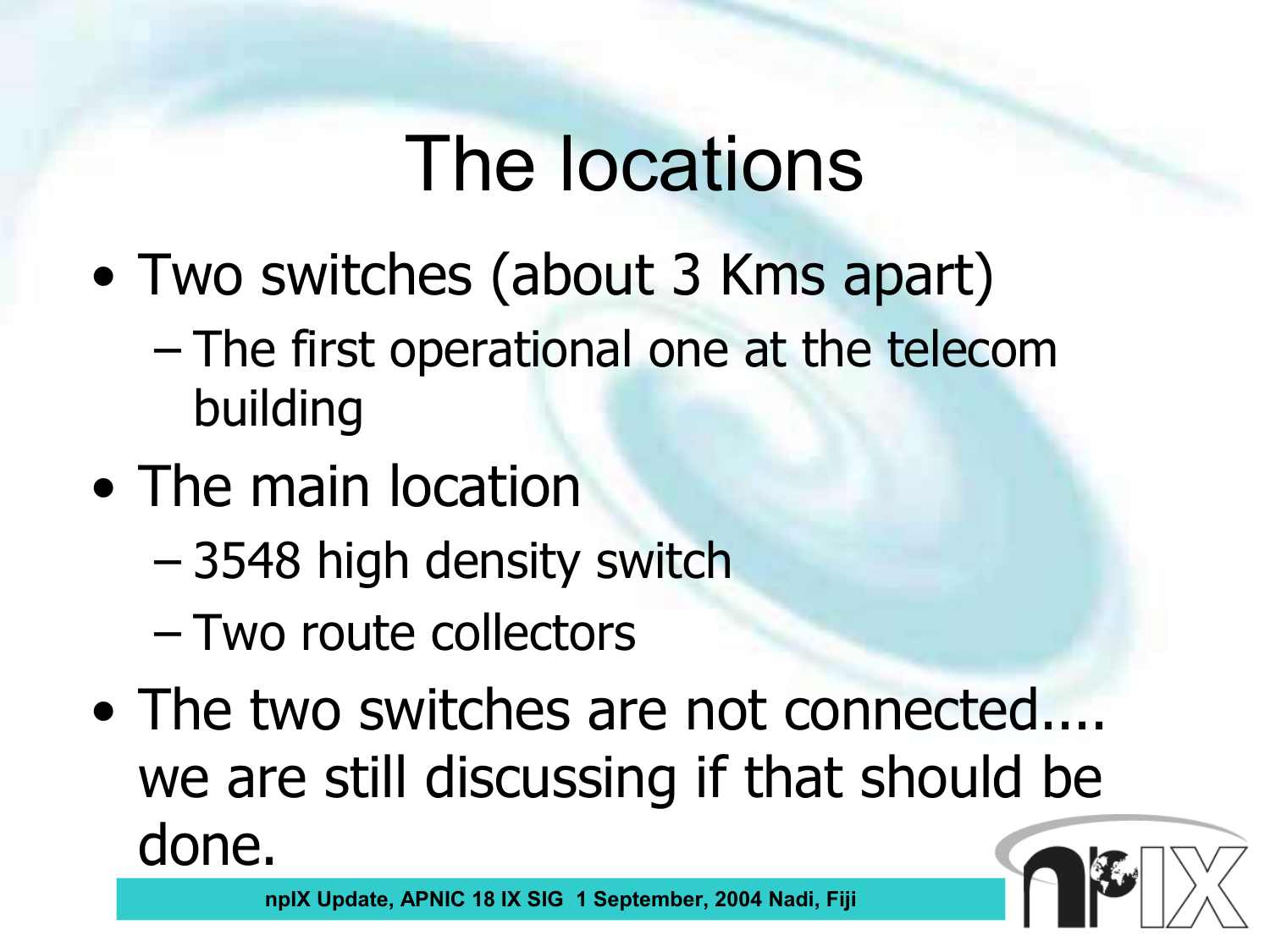# The locations

- Two switches (about 3 Kms apart)
  - The first operational one at the telecom building
- The main location
  - 3548 high density switch
  - Two route collectors
- The two switches are not connected.... we are still discussing if that should be done.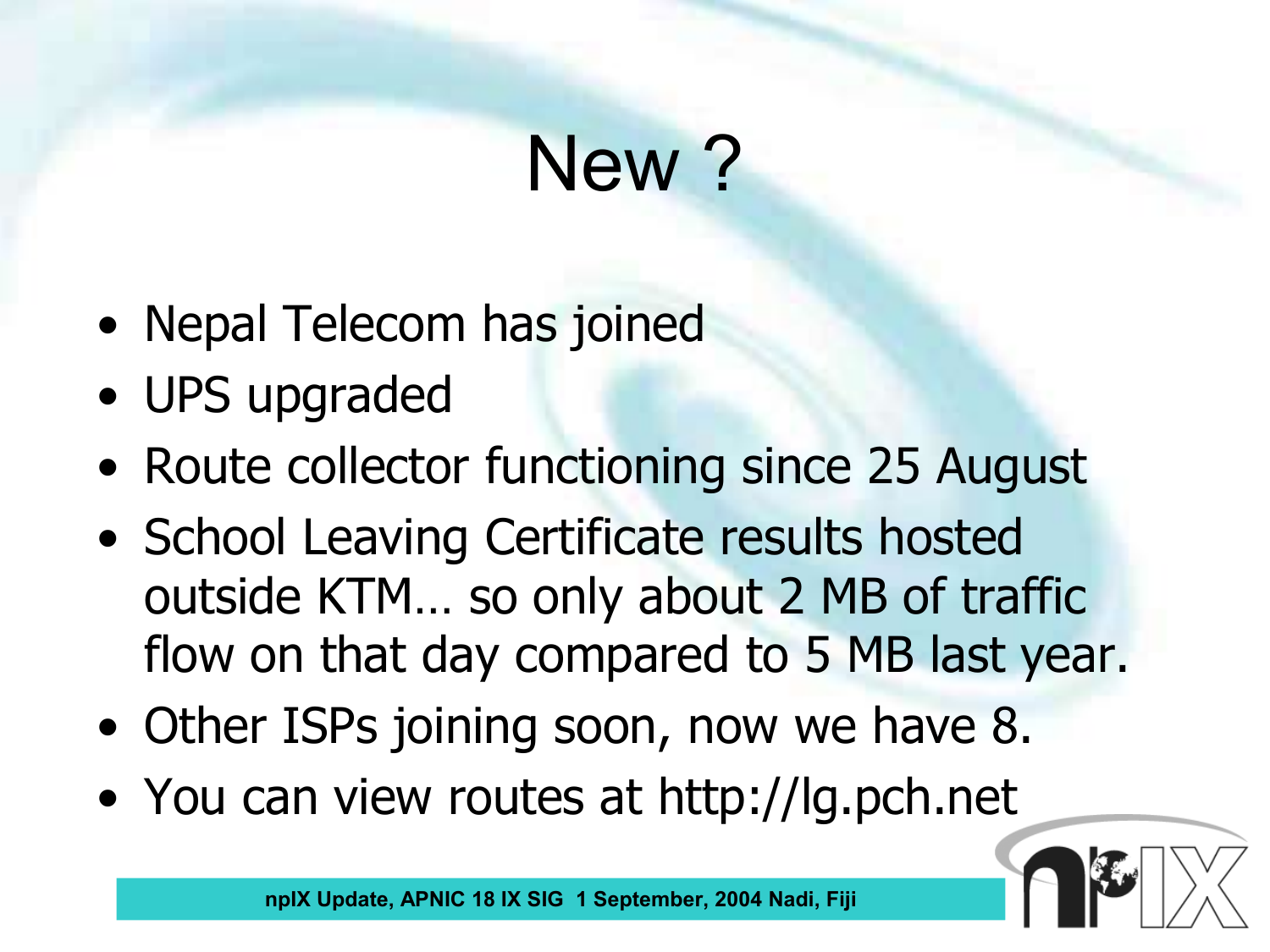# New ?

- Nepal Telecom has joined
- UPS upgraded
- Route collector functioning since 25 August
- School Leaving Certificate results hosted outside KTM… so only about 2 MB of traffic flow on that day compared to 5 MB last year.
- Other ISPs joining soon, now we have 8.
- You can view routes at http://lg.pch.net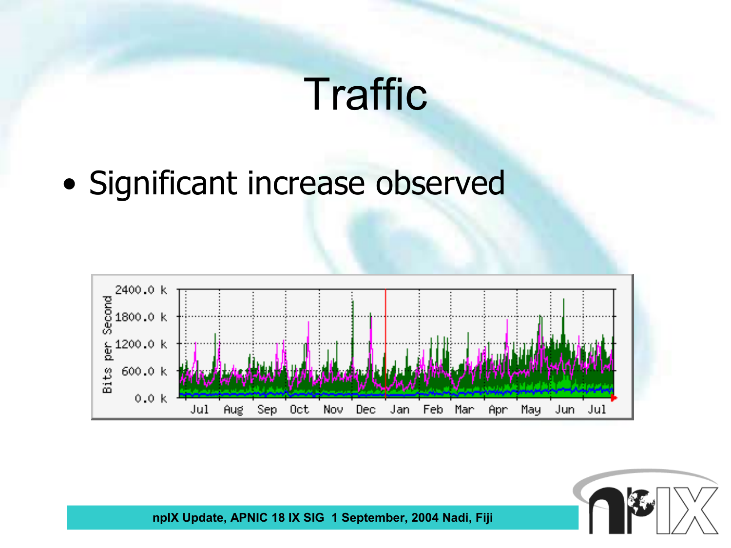# Traffic

- Significant increase observed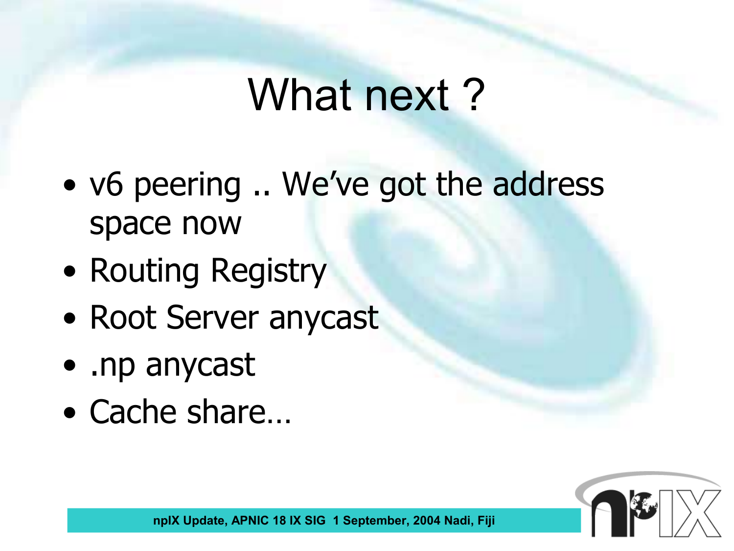# What next ?

- v6 peering .. We've got the address space now
- Routing Registry
- Root Server anycast
- .np anycast
- Cache share…